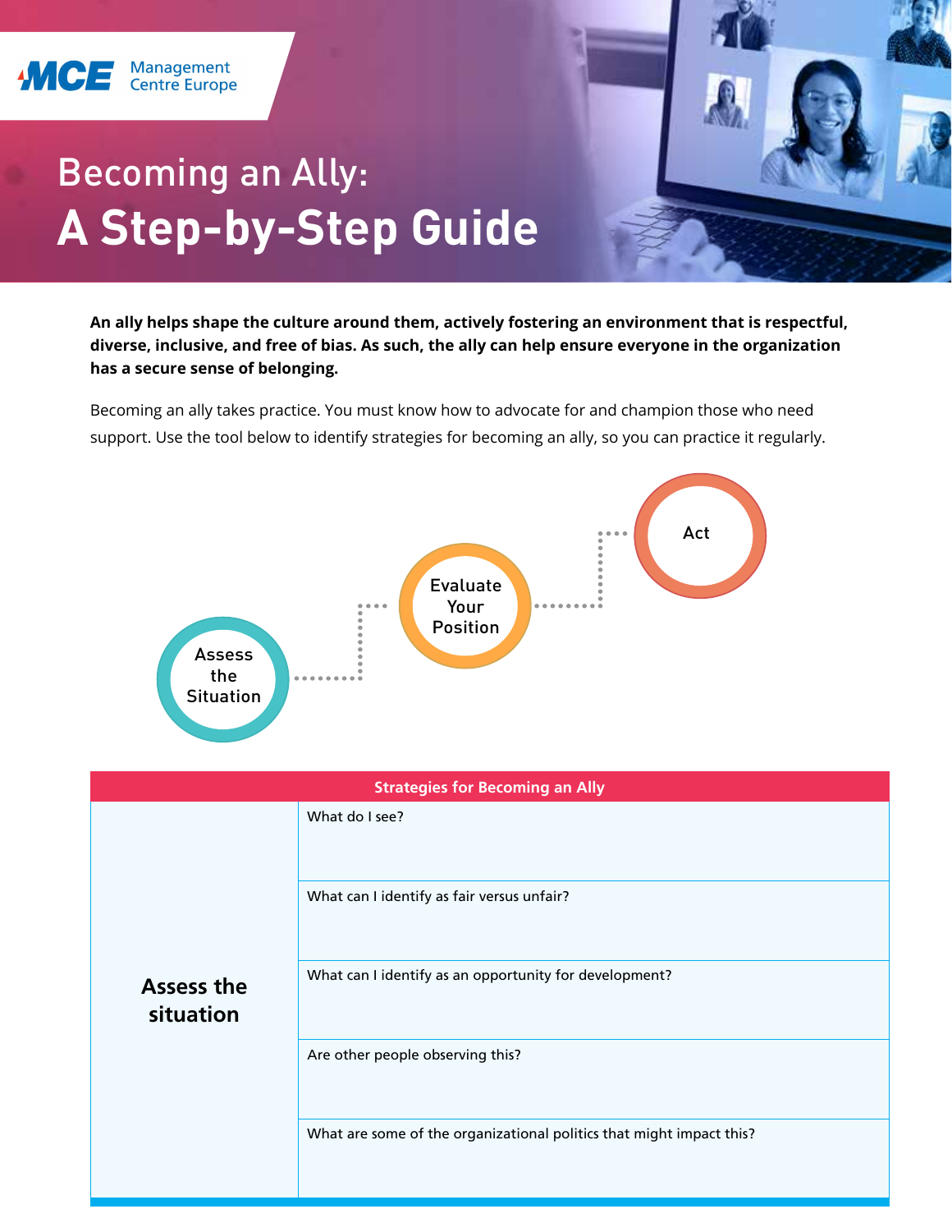Management Centre Europe

# Becoming an Ally:
# A Step-by-Step Guide

**An ally helps shape the culture around them, actively fostering an environment that is respectful, diverse, inclusive, and free of bias. As such, the ally can help ensure everyone in the organization has a secure sense of belonging.**

Becoming an ally takes practice. You must know how to advocate for and champion those who need support. Use the tool below to identify strategies for becoming an ally, so you can practice it regularly.

Assess the Situation → Evaluate Your Position → Act

| Strategies for Becoming an Ally | |
|---|---|
| **Assess the situation** | What do I see? |
| | What can I identify as fair versus unfair? |
| | What can I identify as an opportunity for development? |
| | Are other people observing this? |
| | What are some of the organizational politics that might impact this? |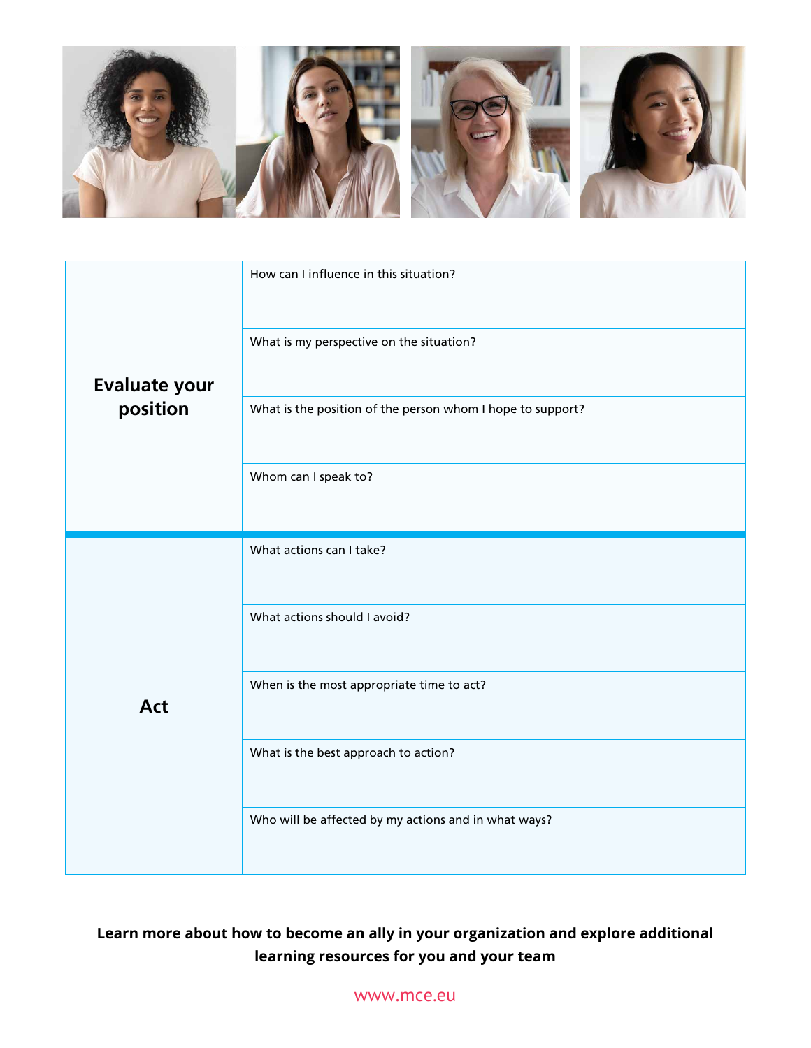| | |
|---|---|
| **Evaluate your position** | How can I influence in this situation? |
| | What is my perspective on the situation? |
| | What is the position of the person whom I hope to support? |
| | Whom can I speak to? |
| **Act** | What actions can I take? |
| | What actions should I avoid? |
| | When is the most appropriate time to act? |
| | What is the best approach to action? |
| | Who will be affected by my actions and in what ways? |

**Learn more about how to become an ally in your organization and explore additional learning resources for you and your team**

www.mce.eu